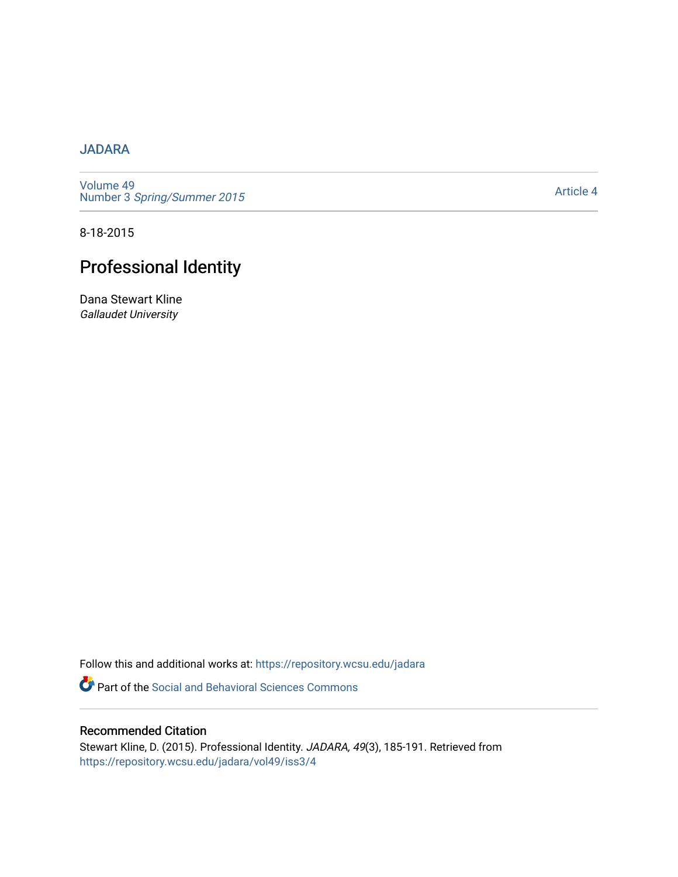JADARA

Volume 49
Number 3 *Spring/Summer 2015*

Article 4

8-18-2015

# Professional Identity

Dana Stewart Kline
*Gallaudet University*

Follow this and additional works at: https://repository.wcsu.edu/jadara

Part of the Social and Behavioral Sciences Commons

## Recommended Citation

Stewart Kline, D. (2015). Professional Identity. *JADARA, 49*(3), 185-191. Retrieved from https://repository.wcsu.edu/jadara/vol49/iss3/4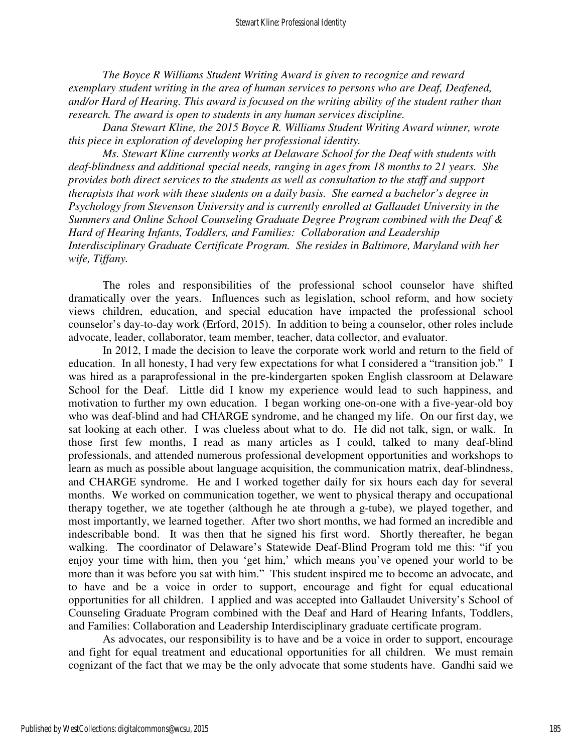*The Boyce R Williams Student Writing Award is given to recognize and reward exemplary student writing in the area of human services to persons who are Deaf, Deafened, and/or Hard of Hearing. This award is focused on the writing ability of the student rather than research. The award is open to students in any human services discipline.*

*Dana Stewart Kline, the 2015 Boyce R. Williams Student Writing Award winner, wrote this piece in exploration of developing her professional identity.*

*Ms. Stewart Kline currently works at Delaware School for the Deaf with students with deaf-blindness and additional special needs, ranging in ages from 18 months to 21 years. She provides both direct services to the students as well as consultation to the staff and support therapists that work with these students on a daily basis. She earned a bachelor's degree in Psychology from Stevenson University and is currently enrolled at Gallaudet University in the Summers and Online School Counseling Graduate Degree Program combined with the Deaf & Hard of Hearing Infants, Toddlers, and Families: Collaboration and Leadership Interdisciplinary Graduate Certificate Program. She resides in Baltimore, Maryland with her wife, Tiffany.*

The roles and responsibilities of the professional school counselor have shifted dramatically over the years. Influences such as legislation, school reform, and how society views children, education, and special education have impacted the professional school counselor's day-to-day work (Erford, 2015). In addition to being a counselor, other roles include advocate, leader, collaborator, team member, teacher, data collector, and evaluator.

In 2012, I made the decision to leave the corporate work world and return to the field of education. In all honesty, I had very few expectations for what I considered a "transition job." I was hired as a paraprofessional in the pre-kindergarten spoken English classroom at Delaware School for the Deaf. Little did I know my experience would lead to such happiness, and motivation to further my own education. I began working one-on-one with a five-year-old boy who was deaf-blind and had CHARGE syndrome, and he changed my life. On our first day, we sat looking at each other. I was clueless about what to do. He did not talk, sign, or walk. In those first few months, I read as many articles as I could, talked to many deaf-blind professionals, and attended numerous professional development opportunities and workshops to learn as much as possible about language acquisition, the communication matrix, deaf-blindness, and CHARGE syndrome. He and I worked together daily for six hours each day for several months. We worked on communication together, we went to physical therapy and occupational therapy together, we ate together (although he ate through a g-tube), we played together, and most importantly, we learned together. After two short months, we had formed an incredible and indescribable bond. It was then that he signed his first word. Shortly thereafter, he began walking. The coordinator of Delaware's Statewide Deaf-Blind Program told me this: "if you enjoy your time with him, then you 'get him,' which means you've opened your world to be more than it was before you sat with him." This student inspired me to become an advocate, and to have and be a voice in order to support, encourage and fight for equal educational opportunities for all children. I applied and was accepted into Gallaudet University's School of Counseling Graduate Program combined with the Deaf and Hard of Hearing Infants, Toddlers, and Families: Collaboration and Leadership Interdisciplinary graduate certificate program.

As advocates, our responsibility is to have and be a voice in order to support, encourage and fight for equal treatment and educational opportunities for all children. We must remain cognizant of the fact that we may be the only advocate that some students have. Gandhi said we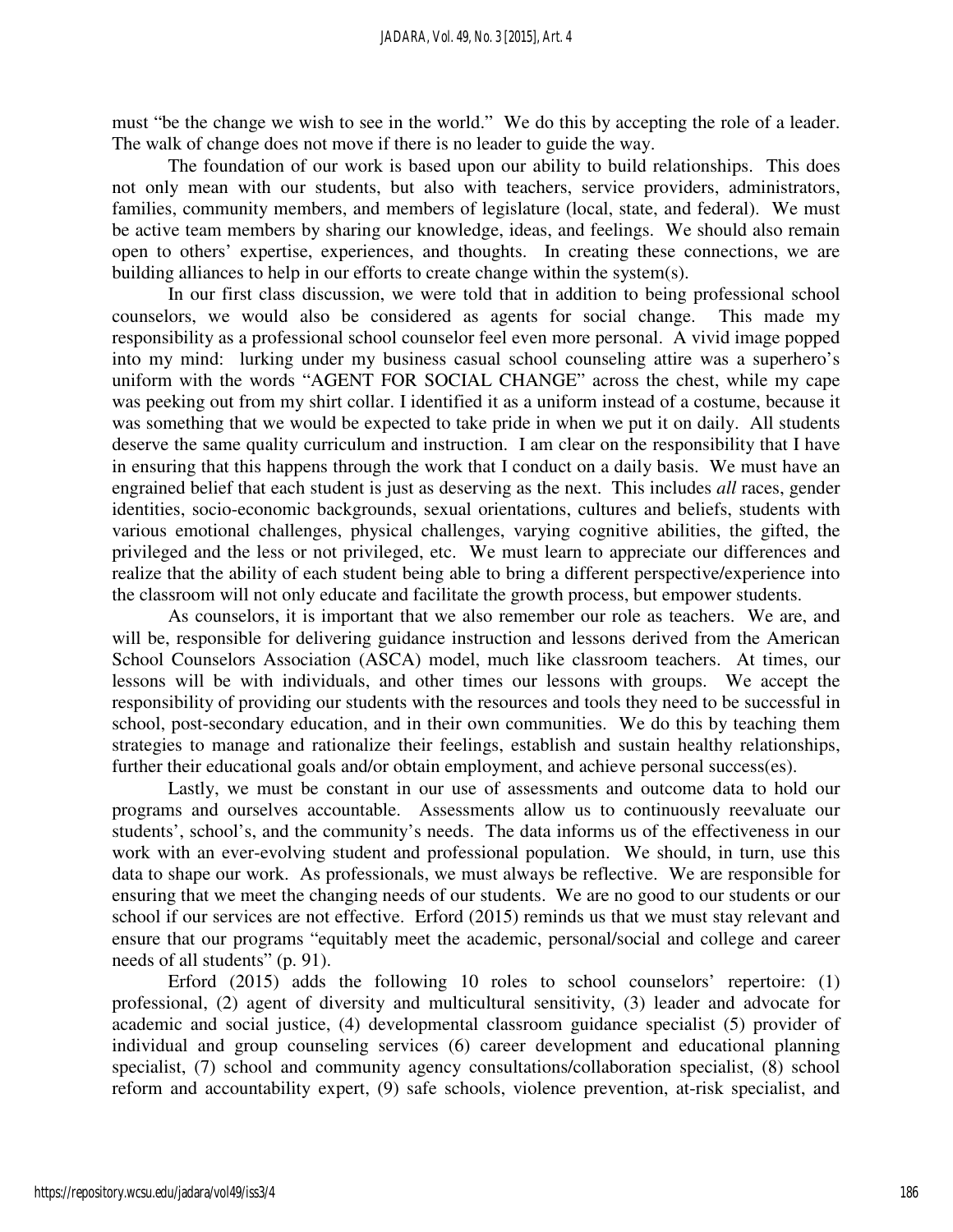must "be the change we wish to see in the world." We do this by accepting the role of a leader. The walk of change does not move if there is no leader to guide the way.

The foundation of our work is based upon our ability to build relationships. This does not only mean with our students, but also with teachers, service providers, administrators, families, community members, and members of legislature (local, state, and federal). We must be active team members by sharing our knowledge, ideas, and feelings. We should also remain open to others' expertise, experiences, and thoughts. In creating these connections, we are building alliances to help in our efforts to create change within the system(s).

In our first class discussion, we were told that in addition to being professional school counselors, we would also be considered as agents for social change. This made my responsibility as a professional school counselor feel even more personal. A vivid image popped into my mind: lurking under my business casual school counseling attire was a superhero's uniform with the words "AGENT FOR SOCIAL CHANGE" across the chest, while my cape was peeking out from my shirt collar. I identified it as a uniform instead of a costume, because it was something that we would be expected to take pride in when we put it on daily. All students deserve the same quality curriculum and instruction. I am clear on the responsibility that I have in ensuring that this happens through the work that I conduct on a daily basis. We must have an engrained belief that each student is just as deserving as the next. This includes *all* races, gender identities, socio-economic backgrounds, sexual orientations, cultures and beliefs, students with various emotional challenges, physical challenges, varying cognitive abilities, the gifted, the privileged and the less or not privileged, etc. We must learn to appreciate our differences and realize that the ability of each student being able to bring a different perspective/experience into the classroom will not only educate and facilitate the growth process, but empower students.

As counselors, it is important that we also remember our role as teachers. We are, and will be, responsible for delivering guidance instruction and lessons derived from the American School Counselors Association (ASCA) model, much like classroom teachers. At times, our lessons will be with individuals, and other times our lessons with groups. We accept the responsibility of providing our students with the resources and tools they need to be successful in school, post-secondary education, and in their own communities. We do this by teaching them strategies to manage and rationalize their feelings, establish and sustain healthy relationships, further their educational goals and/or obtain employment, and achieve personal success(es).

Lastly, we must be constant in our use of assessments and outcome data to hold our programs and ourselves accountable. Assessments allow us to continuously reevaluate our students', school's, and the community's needs. The data informs us of the effectiveness in our work with an ever-evolving student and professional population. We should, in turn, use this data to shape our work. As professionals, we must always be reflective. We are responsible for ensuring that we meet the changing needs of our students. We are no good to our students or our school if our services are not effective. Erford (2015) reminds us that we must stay relevant and ensure that our programs "equitably meet the academic, personal/social and college and career needs of all students" (p. 91).

Erford (2015) adds the following 10 roles to school counselors' repertoire: (1) professional, (2) agent of diversity and multicultural sensitivity, (3) leader and advocate for academic and social justice, (4) developmental classroom guidance specialist (5) provider of individual and group counseling services (6) career development and educational planning specialist, (7) school and community agency consultations/collaboration specialist, (8) school reform and accountability expert, (9) safe schools, violence prevention, at-risk specialist, and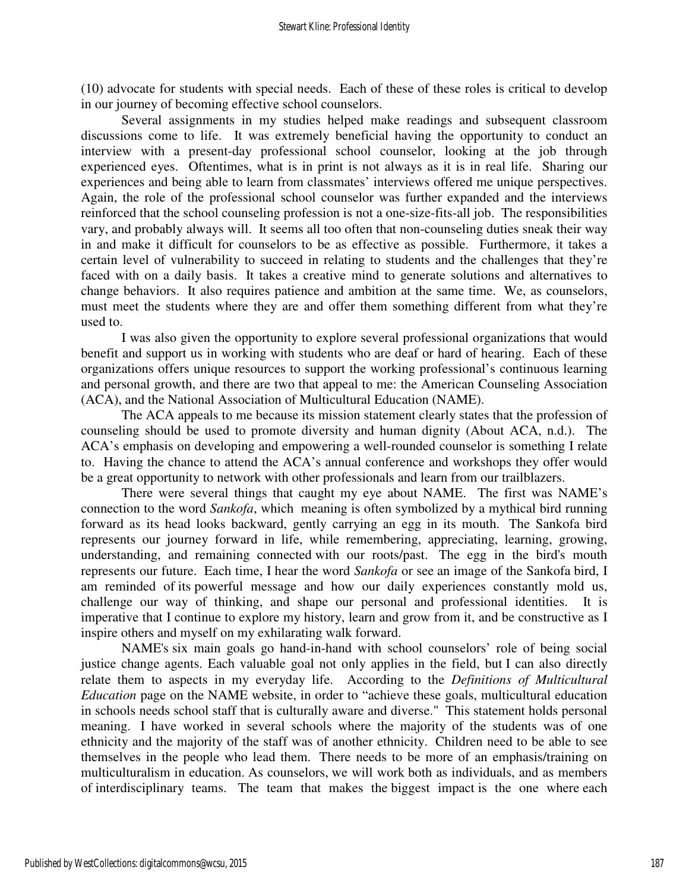(10) advocate for students with special needs. Each of these of these roles is critical to develop in our journey of becoming effective school counselors.

Several assignments in my studies helped make readings and subsequent classroom discussions come to life. It was extremely beneficial having the opportunity to conduct an interview with a present-day professional school counselor, looking at the job through experienced eyes. Oftentimes, what is in print is not always as it is in real life. Sharing our experiences and being able to learn from classmates' interviews offered me unique perspectives. Again, the role of the professional school counselor was further expanded and the interviews reinforced that the school counseling profession is not a one-size-fits-all job. The responsibilities vary, and probably always will. It seems all too often that non-counseling duties sneak their way in and make it difficult for counselors to be as effective as possible. Furthermore, it takes a certain level of vulnerability to succeed in relating to students and the challenges that they're faced with on a daily basis. It takes a creative mind to generate solutions and alternatives to change behaviors. It also requires patience and ambition at the same time. We, as counselors, must meet the students where they are and offer them something different from what they're used to.

I was also given the opportunity to explore several professional organizations that would benefit and support us in working with students who are deaf or hard of hearing. Each of these organizations offers unique resources to support the working professional's continuous learning and personal growth, and there are two that appeal to me: the American Counseling Association (ACA), and the National Association of Multicultural Education (NAME).

The ACA appeals to me because its mission statement clearly states that the profession of counseling should be used to promote diversity and human dignity (About ACA, n.d.). The ACA's emphasis on developing and empowering a well-rounded counselor is something I relate to. Having the chance to attend the ACA's annual conference and workshops they offer would be a great opportunity to network with other professionals and learn from our trailblazers.

There were several things that caught my eye about NAME. The first was NAME's connection to the word *Sankofa*, which meaning is often symbolized by a mythical bird running forward as its head looks backward, gently carrying an egg in its mouth. The Sankofa bird represents our journey forward in life, while remembering, appreciating, learning, growing, understanding, and remaining connected with our roots/past. The egg in the bird's mouth represents our future. Each time, I hear the word *Sankofa* or see an image of the Sankofa bird, I am reminded of its powerful message and how our daily experiences constantly mold us, challenge our way of thinking, and shape our personal and professional identities. It is imperative that I continue to explore my history, learn and grow from it, and be constructive as I inspire others and myself on my exhilarating walk forward.

NAME's six main goals go hand-in-hand with school counselors' role of being social justice change agents. Each valuable goal not only applies in the field, but I can also directly relate them to aspects in my everyday life. According to the *Definitions of Multicultural Education* page on the NAME website, in order to "achieve these goals, multicultural education in schools needs school staff that is culturally aware and diverse." This statement holds personal meaning. I have worked in several schools where the majority of the students was of one ethnicity and the majority of the staff was of another ethnicity. Children need to be able to see themselves in the people who lead them. There needs to be more of an emphasis/training on multiculturalism in education. As counselors, we will work both as individuals, and as members of interdisciplinary teams. The team that makes the biggest impact is the one where each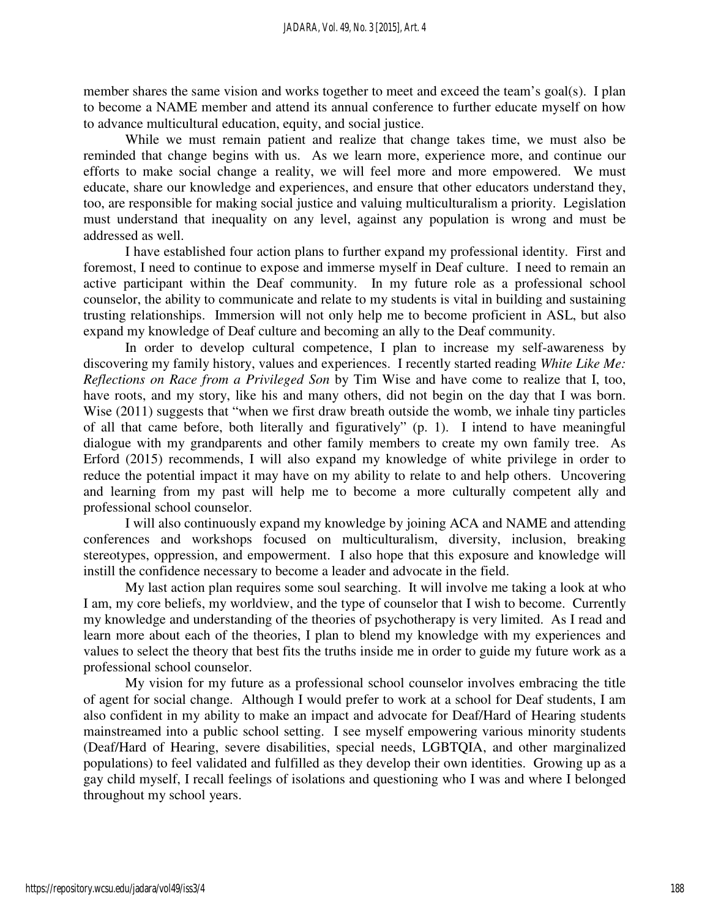member shares the same vision and works together to meet and exceed the team's goal(s). I plan to become a NAME member and attend its annual conference to further educate myself on how to advance multicultural education, equity, and social justice.

While we must remain patient and realize that change takes time, we must also be reminded that change begins with us. As we learn more, experience more, and continue our efforts to make social change a reality, we will feel more and more empowered. We must educate, share our knowledge and experiences, and ensure that other educators understand they, too, are responsible for making social justice and valuing multiculturalism a priority. Legislation must understand that inequality on any level, against any population is wrong and must be addressed as well.

I have established four action plans to further expand my professional identity. First and foremost, I need to continue to expose and immerse myself in Deaf culture. I need to remain an active participant within the Deaf community. In my future role as a professional school counselor, the ability to communicate and relate to my students is vital in building and sustaining trusting relationships. Immersion will not only help me to become proficient in ASL, but also expand my knowledge of Deaf culture and becoming an ally to the Deaf community.

In order to develop cultural competence, I plan to increase my self-awareness by discovering my family history, values and experiences. I recently started reading *White Like Me: Reflections on Race from a Privileged Son* by Tim Wise and have come to realize that I, too, have roots, and my story, like his and many others, did not begin on the day that I was born. Wise (2011) suggests that "when we first draw breath outside the womb, we inhale tiny particles of all that came before, both literally and figuratively" (p. 1). I intend to have meaningful dialogue with my grandparents and other family members to create my own family tree. As Erford (2015) recommends, I will also expand my knowledge of white privilege in order to reduce the potential impact it may have on my ability to relate to and help others. Uncovering and learning from my past will help me to become a more culturally competent ally and professional school counselor.

I will also continuously expand my knowledge by joining ACA and NAME and attending conferences and workshops focused on multiculturalism, diversity, inclusion, breaking stereotypes, oppression, and empowerment. I also hope that this exposure and knowledge will instill the confidence necessary to become a leader and advocate in the field.

My last action plan requires some soul searching. It will involve me taking a look at who I am, my core beliefs, my worldview, and the type of counselor that I wish to become. Currently my knowledge and understanding of the theories of psychotherapy is very limited. As I read and learn more about each of the theories, I plan to blend my knowledge with my experiences and values to select the theory that best fits the truths inside me in order to guide my future work as a professional school counselor.

My vision for my future as a professional school counselor involves embracing the title of agent for social change. Although I would prefer to work at a school for Deaf students, I am also confident in my ability to make an impact and advocate for Deaf/Hard of Hearing students mainstreamed into a public school setting. I see myself empowering various minority students (Deaf/Hard of Hearing, severe disabilities, special needs, LGBTQIA, and other marginalized populations) to feel validated and fulfilled as they develop their own identities. Growing up as a gay child myself, I recall feelings of isolations and questioning who I was and where I belonged throughout my school years.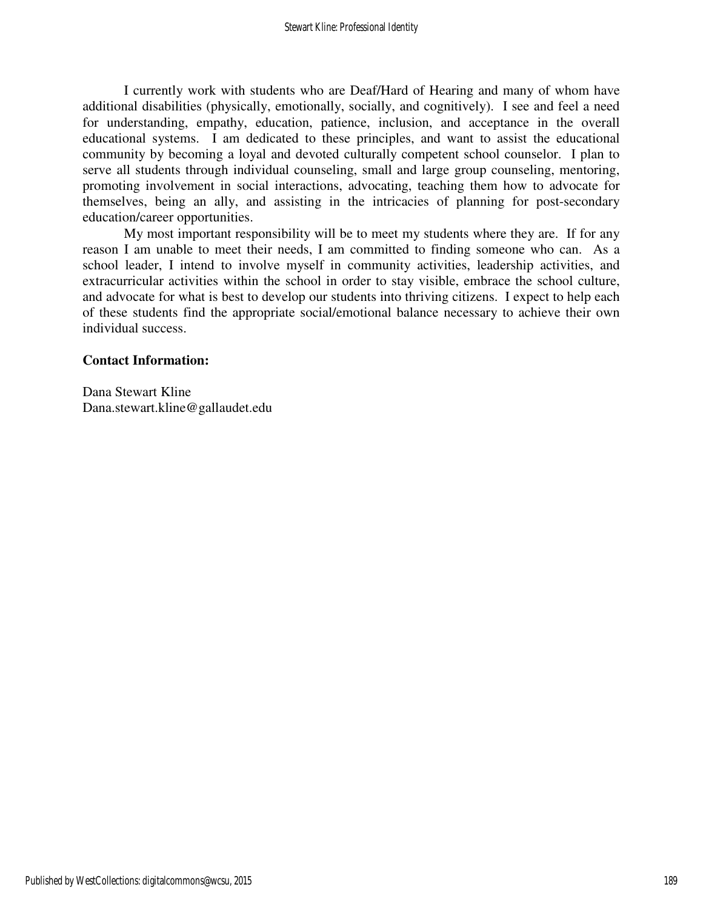I currently work with students who are Deaf/Hard of Hearing and many of whom have additional disabilities (physically, emotionally, socially, and cognitively). I see and feel a need for understanding, empathy, education, patience, inclusion, and acceptance in the overall educational systems. I am dedicated to these principles, and want to assist the educational community by becoming a loyal and devoted culturally competent school counselor. I plan to serve all students through individual counseling, small and large group counseling, mentoring, promoting involvement in social interactions, advocating, teaching them how to advocate for themselves, being an ally, and assisting in the intricacies of planning for post-secondary education/career opportunities.

My most important responsibility will be to meet my students where they are. If for any reason I am unable to meet their needs, I am committed to finding someone who can. As a school leader, I intend to involve myself in community activities, leadership activities, and extracurricular activities within the school in order to stay visible, embrace the school culture, and advocate for what is best to develop our students into thriving citizens. I expect to help each of these students find the appropriate social/emotional balance necessary to achieve their own individual success.

**Contact Information:**

Dana Stewart Kline
Dana.stewart.kline@gallaudet.edu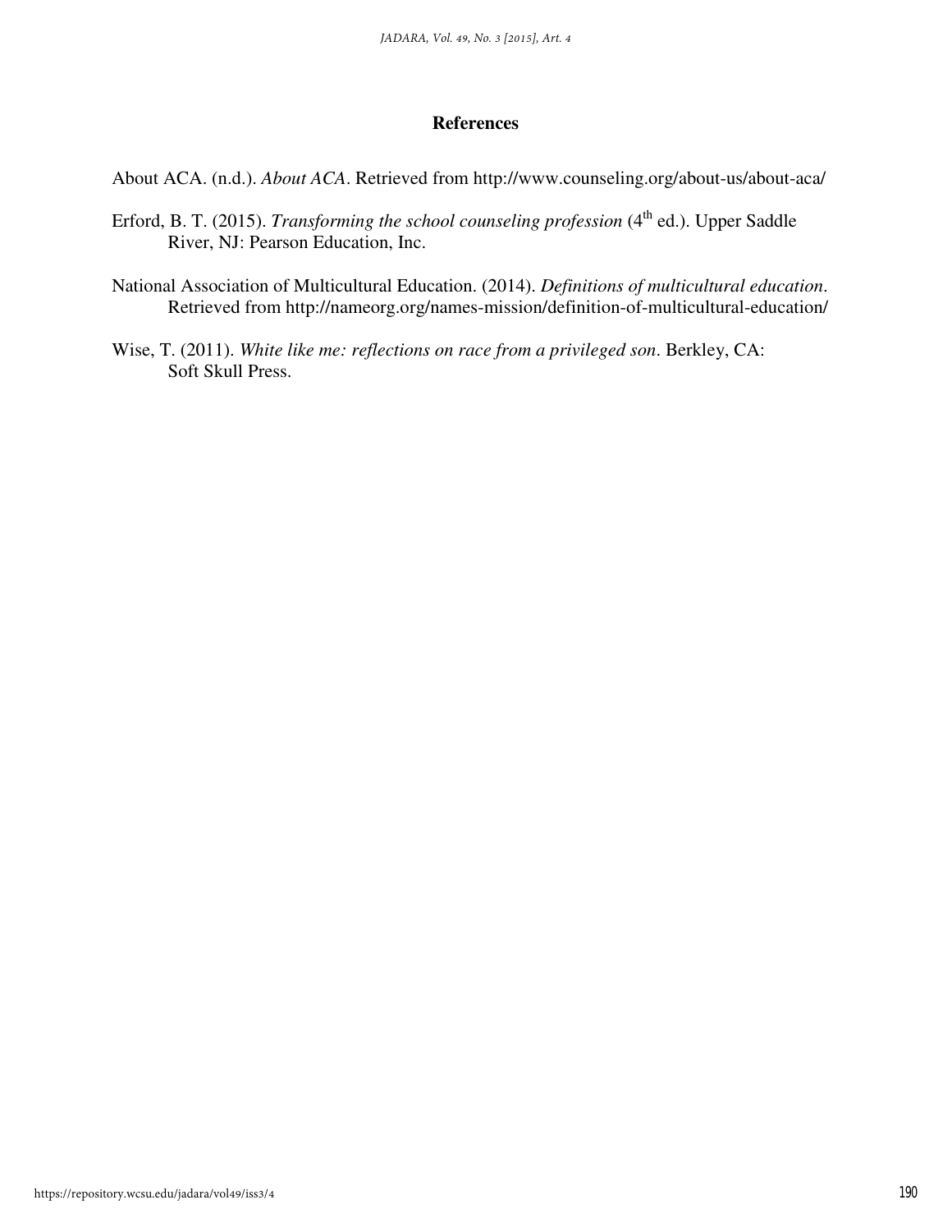## References

About ACA. (n.d.). *About ACA*. Retrieved from http://www.counseling.org/about-us/about-aca/

Erford, B. T. (2015). *Transforming the school counseling profession* ($4^{th}$ ed.). Upper Saddle River, NJ: Pearson Education, Inc.

National Association of Multicultural Education. (2014). *Definitions of multicultural education*. Retrieved from http://nameorg.org/names-mission/definition-of-multicultural-education/

Wise, T. (2011). *White like me: reflections on race from a privileged son*. Berkley, CA: Soft Skull Press.